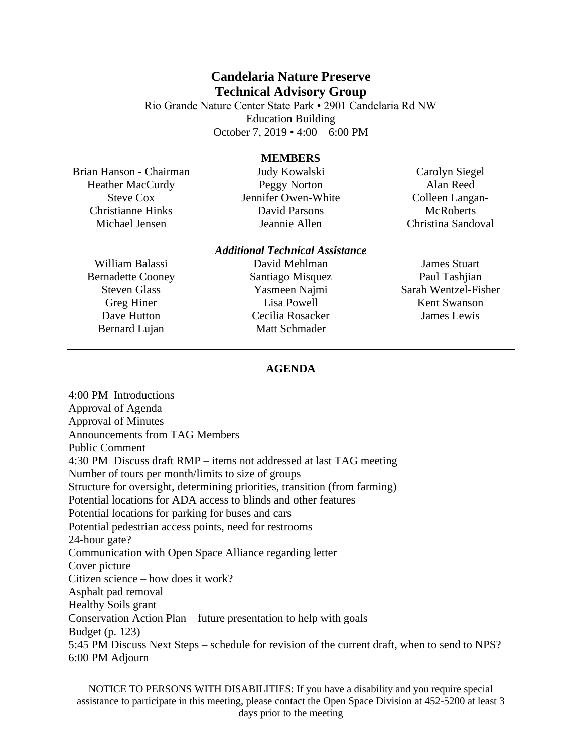# Candelaria Nature Preserve
# Technical Advisory Group

Rio Grande Nature Center State Park • 2901 Candelaria Rd NW
Education Building
October 7, 2019 • 4:00 – 6:00 PM

## MEMBERS

Brian Hanson - Chairman
Heather MacCurdy
Steve Cox
Christianne Hinks
Michael Jensen
Judy Kowalski
Peggy Norton
Jennifer Owen-White
David Parsons
Jeannie Allen
Carolyn Siegel
Alan Reed
Colleen Langan-McRoberts
Christina Sandoval

### *Additional Technical Assistance*

William Balassi
Bernadette Cooney
Steven Glass
Greg Hiner
Dave Hutton
Bernard Lujan
David Mehlman
Santiago Misquez
Yasmeen Najmi
Lisa Powell
Cecilia Rosacker
Matt Schmader
James Stuart
Paul Tashjian
Sarah Wentzel-Fisher
Kent Swanson
James Lewis

---

## AGENDA

4:00 PM Introductions
Approval of Agenda
Approval of Minutes
Announcements from TAG Members
Public Comment
4:30 PM Discuss draft RMP – items not addressed at last TAG meeting
Number of tours per month/limits to size of groups
Structure for oversight, determining priorities, transition (from farming)
Potential locations for ADA access to blinds and other features
Potential locations for parking for buses and cars
Potential pedestrian access points, need for restrooms
24-hour gate?
Communication with Open Space Alliance regarding letter
Cover picture
Citizen science – how does it work?
Asphalt pad removal
Healthy Soils grant
Conservation Action Plan – future presentation to help with goals
Budget (p. 123)
5:45 PM Discuss Next Steps – schedule for revision of the current draft, when to send to NPS?
6:00 PM Adjourn

NOTICE TO PERSONS WITH DISABILITIES: If you have a disability and you require special assistance to participate in this meeting, please contact the Open Space Division at 452-5200 at least 3 days prior to the meeting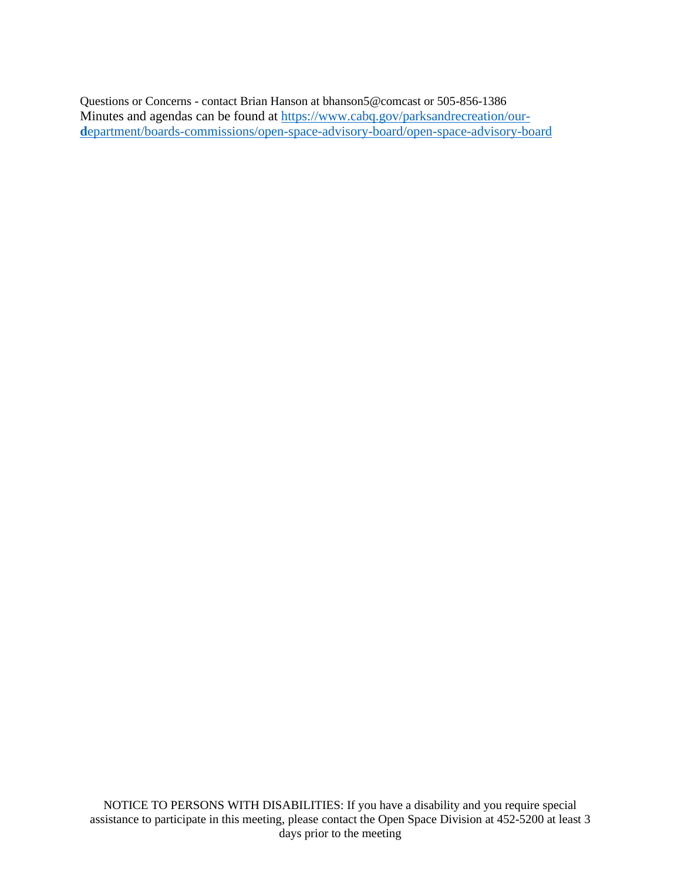Questions or Concerns - contact Brian Hanson at bhanson5@comcast or 505-856-1386
Minutes and agendas can be found at [https://www.cabq.gov/parksandrecreation/our-department/boards-commissions/open-space-advisory-board/open-space-advisory-board](https://www.cabq.gov/parksandrecreation/our-department/boards-commissions/open-space-advisory-board/open-space-advisory-board)

NOTICE TO PERSONS WITH DISABILITIES: If you have a disability and you require special assistance to participate in this meeting, please contact the Open Space Division at 452-5200 at least 3 days prior to the meeting